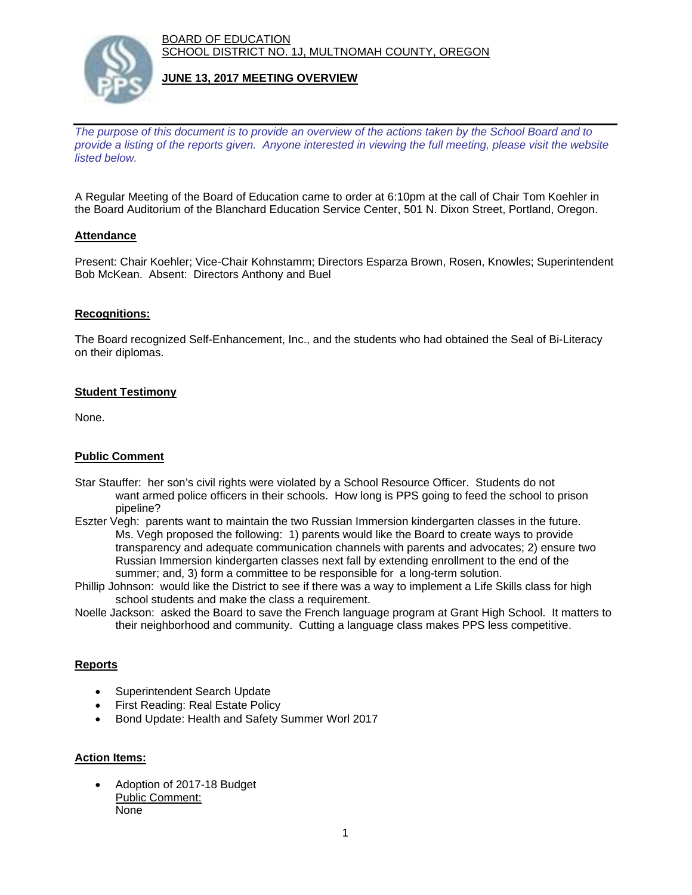BOARD OF EDUCATION
SCHOOL DISTRICT NO. 1J, MULTNOMAH COUNTY, OREGON

# JUNE 13, 2017 MEETING OVERVIEW

*The purpose of this document is to provide an overview of the actions taken by the School Board and to provide a listing of the reports given. Anyone interested in viewing the full meeting, please visit the website listed below.*

A Regular Meeting of the Board of Education came to order at 6:10pm at the call of Chair Tom Koehler in the Board Auditorium of the Blanchard Education Service Center, 501 N. Dixon Street, Portland, Oregon.

## Attendance

Present: Chair Koehler; Vice-Chair Kohnstamm; Directors Esparza Brown, Rosen, Knowles; Superintendent Bob McKean. Absent: Directors Anthony and Buel

## Recognitions:

The Board recognized Self-Enhancement, Inc., and the students who had obtained the Seal of Bi-Literacy on their diplomas.

## Student Testimony

None.

## Public Comment

Star Stauffer: her son's civil rights were violated by a School Resource Officer. Students do not want armed police officers in their schools. How long is PPS going to feed the school to prison pipeline?

Eszter Vegh: parents want to maintain the two Russian Immersion kindergarten classes in the future. Ms. Vegh proposed the following: 1) parents would like the Board to create ways to provide transparency and adequate communication channels with parents and advocates; 2) ensure two Russian Immersion kindergarten classes next fall by extending enrollment to the end of the summer; and, 3) form a committee to be responsible for a long-term solution.

Phillip Johnson: would like the District to see if there was a way to implement a Life Skills class for high school students and make the class a requirement.

Noelle Jackson: asked the Board to save the French language program at Grant High School. It matters to their neighborhood and community. Cutting a language class makes PPS less competitive.

## Reports

- Superintendent Search Update
- First Reading: Real Estate Policy
- Bond Update: Health and Safety Summer Worl 2017

## Action Items:

- Adoption of 2017-18 Budget
  Public Comment:
  None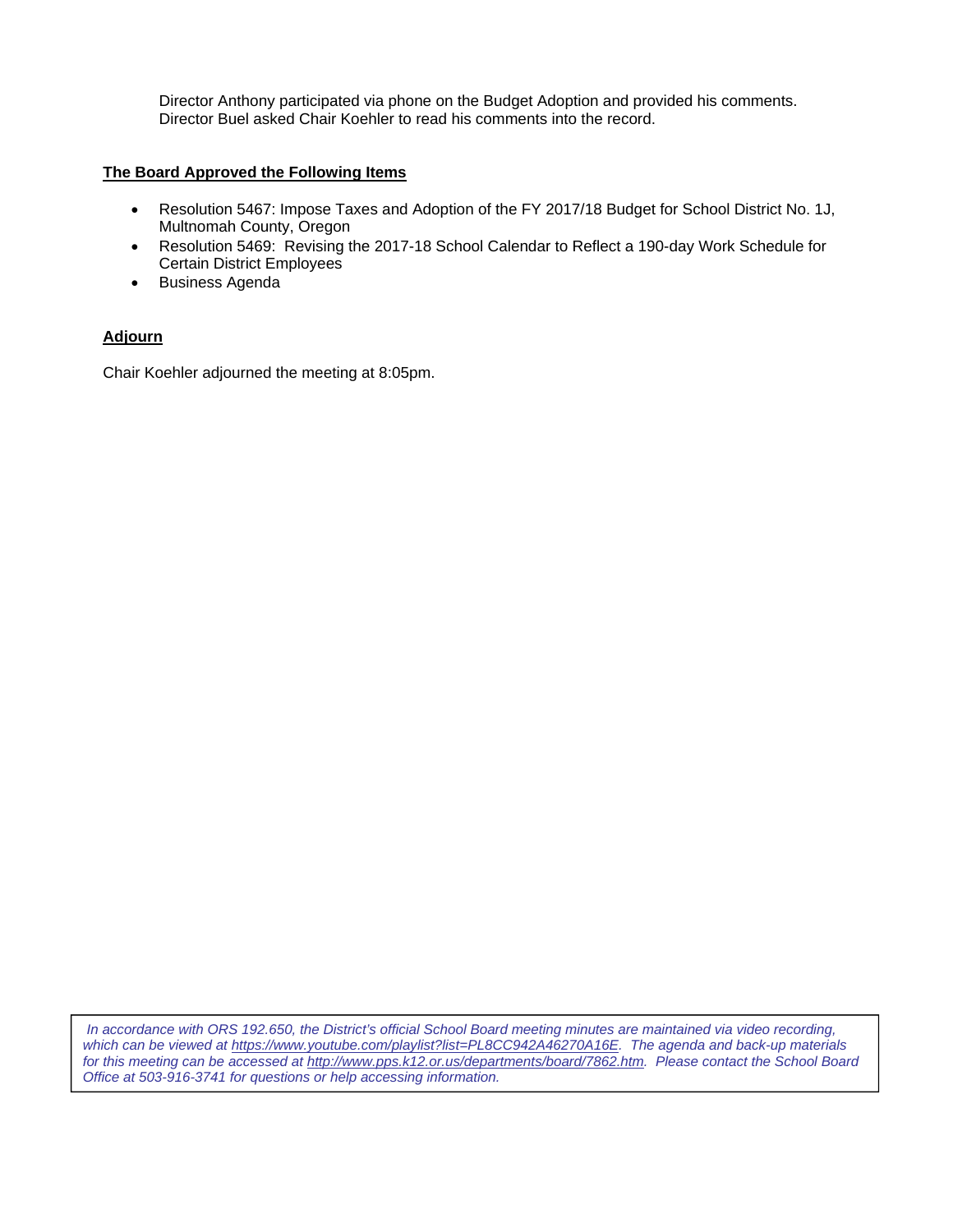Director Anthony participated via phone on the Budget Adoption and provided his comments. Director Buel asked Chair Koehler to read his comments into the record.

**The Board Approved the Following Items**

- Resolution 5467: Impose Taxes and Adoption of the FY 2017/18 Budget for School District No. 1J, Multnomah County, Oregon
- Resolution 5469: Revising the 2017-18 School Calendar to Reflect a 190-day Work Schedule for Certain District Employees
- Business Agenda

**Adjourn**

Chair Koehler adjourned the meeting at 8:05pm.

*In accordance with ORS 192.650, the District's official School Board meeting minutes are maintained via video recording, which can be viewed at https://www.youtube.com/playlist?list=PL8CC942A46270A16E. The agenda and back-up materials for this meeting can be accessed at http://www.pps.k12.or.us/departments/board/7862.htm. Please contact the School Board Office at 503-916-3741 for questions or help accessing information.*